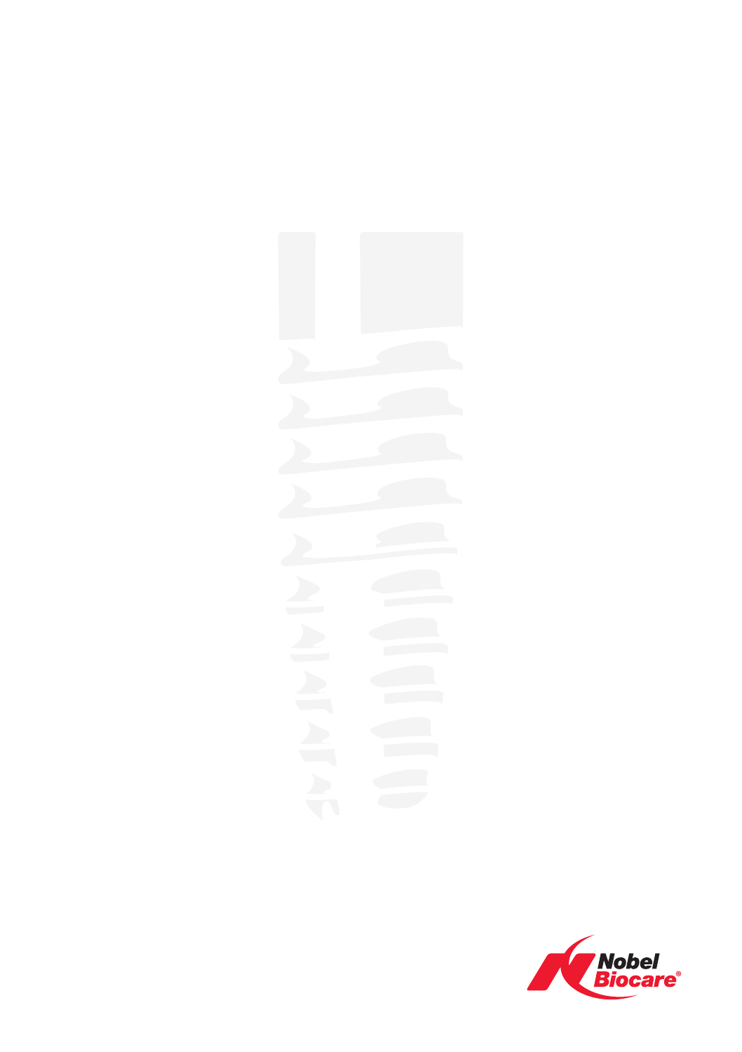Nobel Biocare®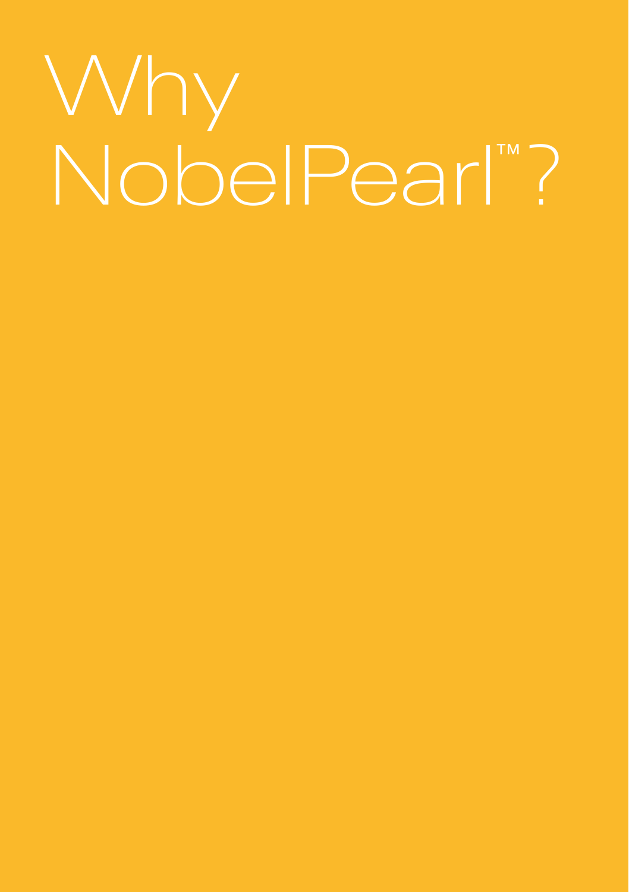# Why NobelPearl™?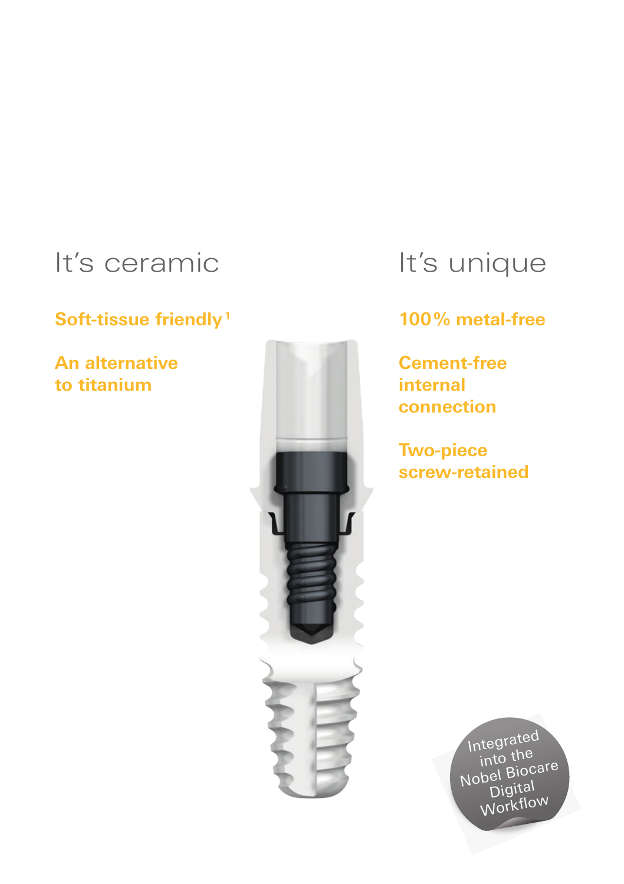## It's ceramic

**Soft-tissue friendly**[1]

**An alternative to titanium**

## It's unique

**100% metal-free**

**Cement-free internal connection**

**Two-piece screw-retained**

Integrated into the Nobel Biocare Digital Workflow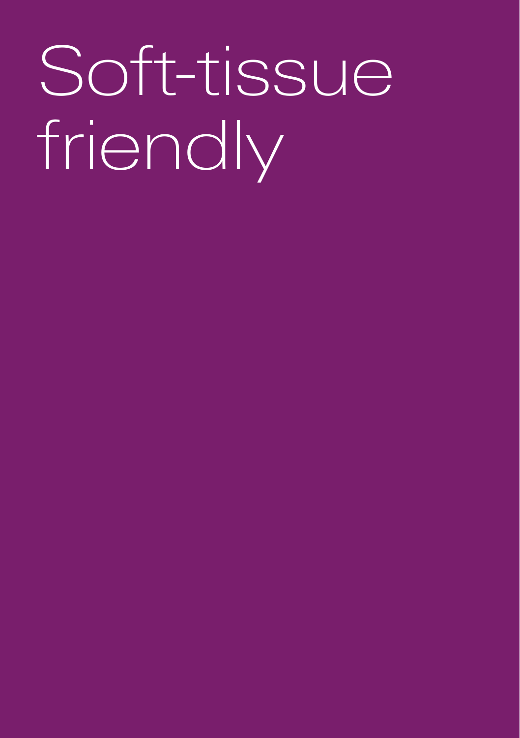# Soft-tissue friendly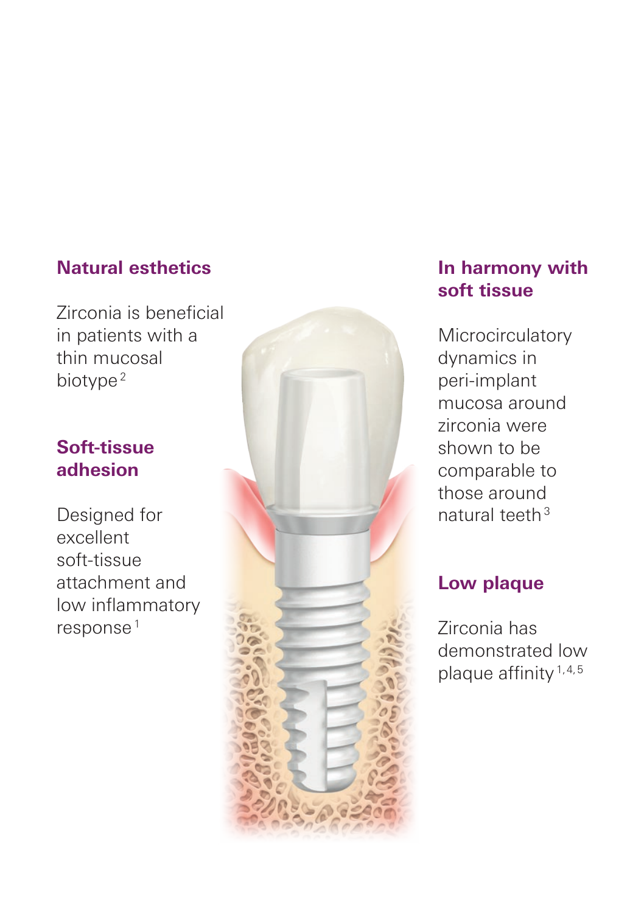## Natural esthetics

Zirconia is beneficial in patients with a thin mucosal biotype[2]

## Soft-tissue adhesion

Designed for excellent soft-tissue attachment and low inflammatory response[1]

## In harmony with soft tissue

Microcirculatory dynamics in peri-implant mucosa around zirconia were shown to be comparable to those around natural teeth[3]

## Low plaque

Zirconia has demonstrated low plaque affinity[1,4,5]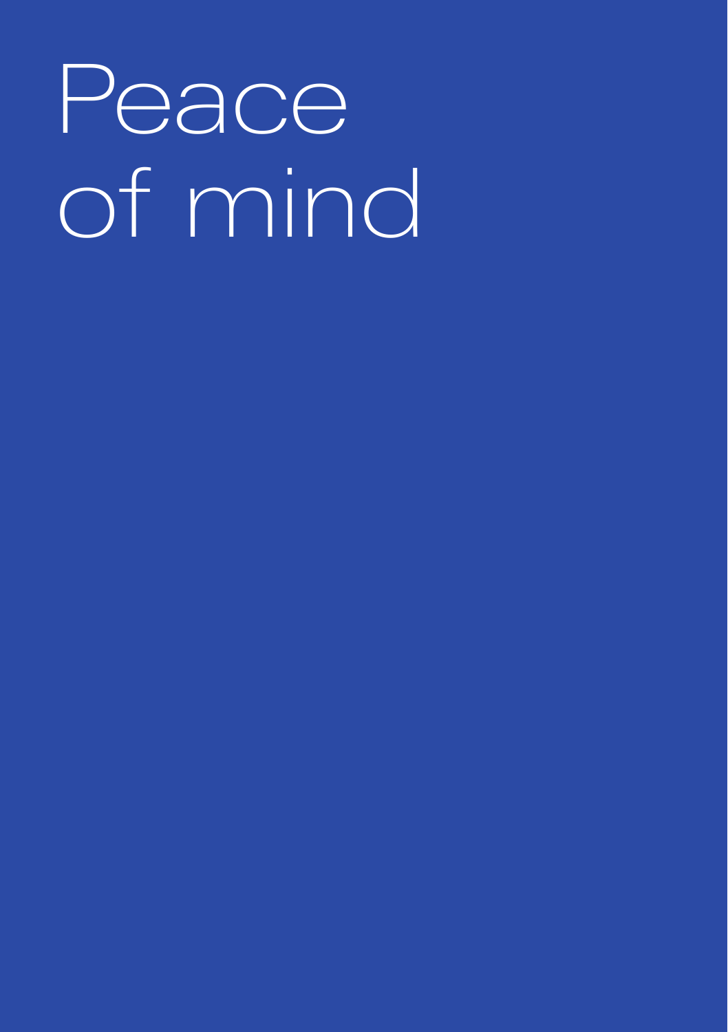# Peace of mind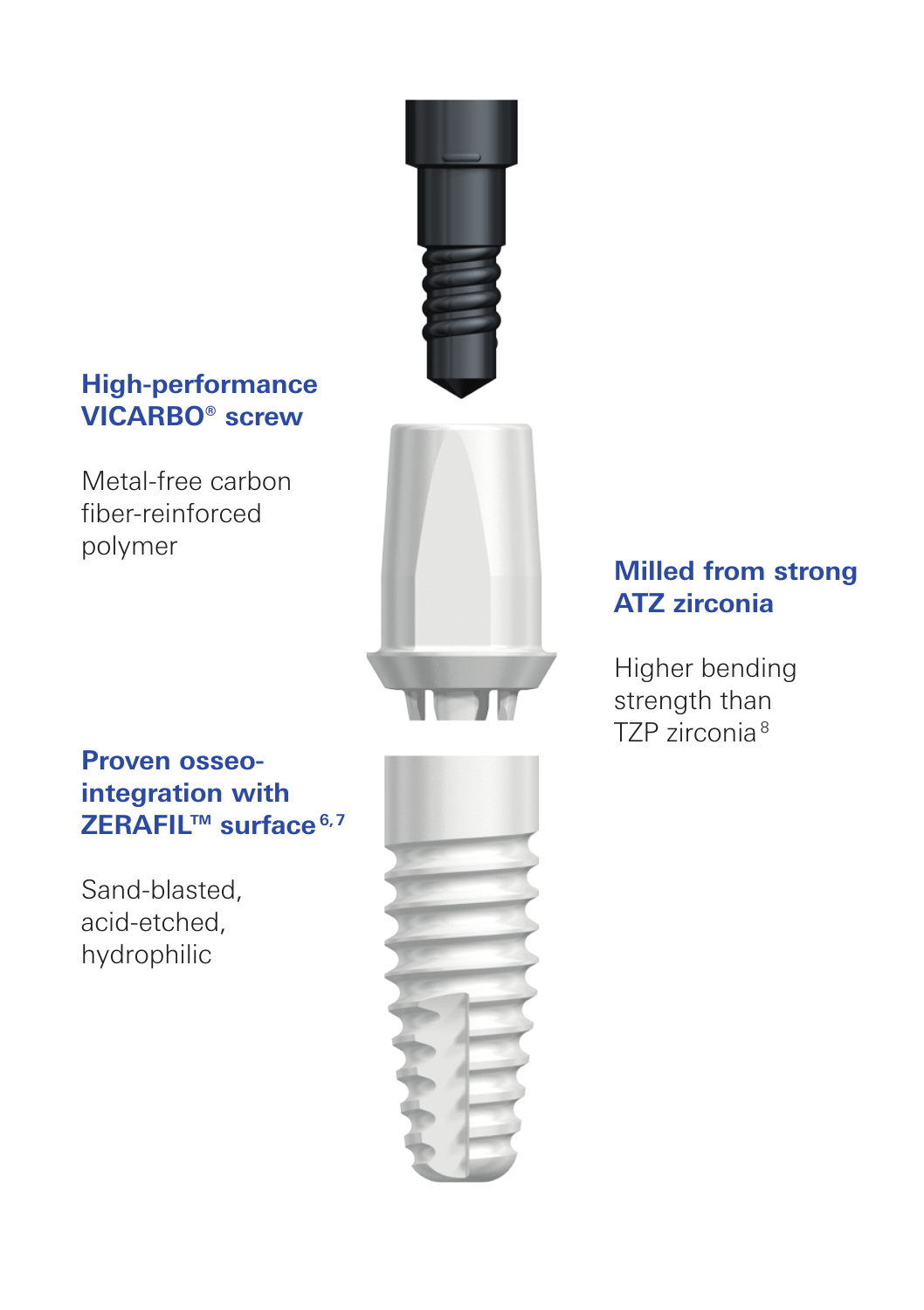**High-performance VICARBO® screw**

Metal-free carbon fiber-reinforced polymer

**Milled from strong ATZ zirconia**

Higher bending strength than TZP zirconia[8]

**Proven osseo-integration with ZERAFIL™ surface[6,7]**

Sand-blasted, acid-etched, hydrophilic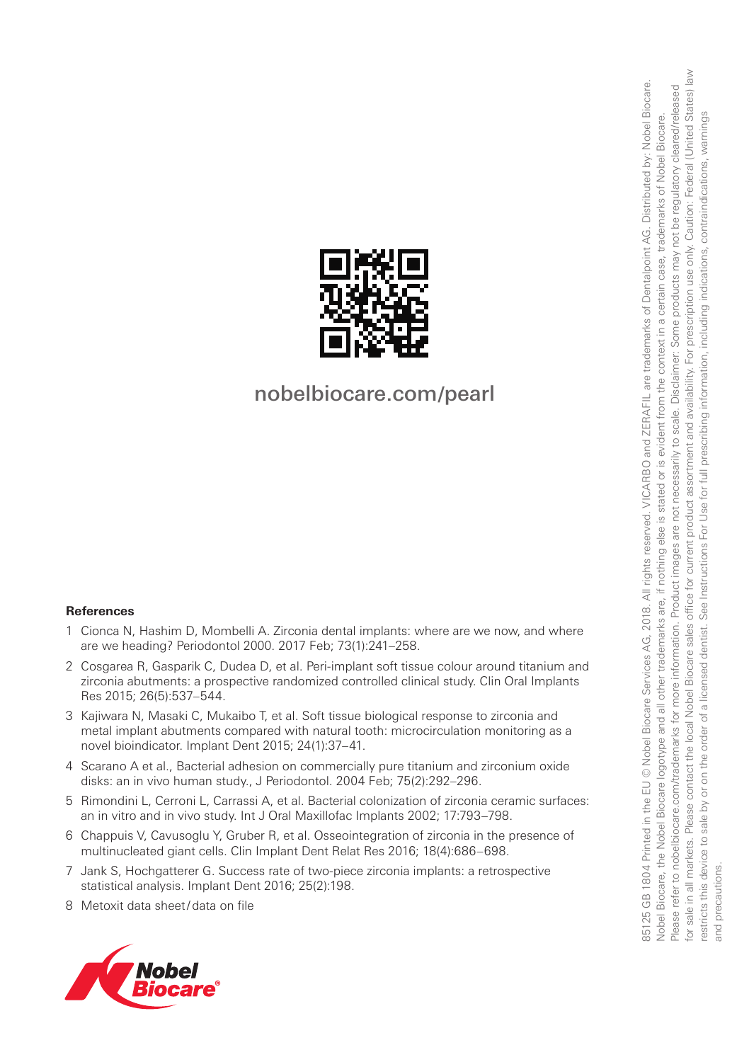nobelbiocare.com/pearl

**References**

1 Cionca N, Hashim D, Mombelli A. Zirconia dental implants: where are we now, and where are we heading? Periodontol 2000. 2017 Feb; 73(1):241–258.

2 Cosgarea R, Gasparik C, Dudea D, et al. Peri-implant soft tissue colour around titanium and zirconia abutments: a prospective randomized controlled clinical study. Clin Oral Implants Res 2015; 26(5):537–544.

3 Kajiwara N, Masaki C, Mukaibo T, et al. Soft tissue biological response to zirconia and metal implant abutments compared with natural tooth: microcirculation monitoring as a novel bioindicator. Implant Dent 2015; 24(1):37–41.

4 Scarano A et al., Bacterial adhesion on commercially pure titanium and zirconium oxide disks: an in vivo human study., J Periodontol. 2004 Feb; 75(2):292–296.

5 Rimondini L, Cerroni L, Carrassi A, et al. Bacterial colonization of zirconia ceramic surfaces: an in vitro and in vivo study. Int J Oral Maxillofac Implants 2002; 17:793–798.

6 Chappuis V, Cavusoglu Y, Gruber R, et al. Osseointegration of zirconia in the presence of multinucleated giant cells. Clin Implant Dent Relat Res 2016; 18(4):686–698.

7 Jank S, Hochgatterer G. Success rate of two-piece zirconia implants: a retrospective statistical analysis. Implant Dent 2016; 25(2):198.

8 Metoxit data sheet/data on file

Nobel Biocare®

85125 GB 1804 Printed in the EU © Nobel Biocare Services AG, 2018. All rights reserved. VICARBO and ZERAFIL are trademarks of Dentalpoint AG. Distributed by: Nobel Biocare. Nobel Biocare, the Nobel Biocare logotype and all other trademarks are, if nothing else is stated or is evident from the context in a certain case, trademarks of Nobel Biocare. Please refer to nobelbiocare.com/trademarks for more information. Product images are not necessarily to scale. Disclaimer: Some products may not be regulatory cleared/released for sale in all markets. Please contact the local Nobel Biocare sales office for current product assortment and availability. For prescription use only. Caution: Federal (United States) law restricts this device to sale by or on the order of a licensed dentist. See Instructions For Use for full prescribing information, including indications, contraindications, warnings and precautions.